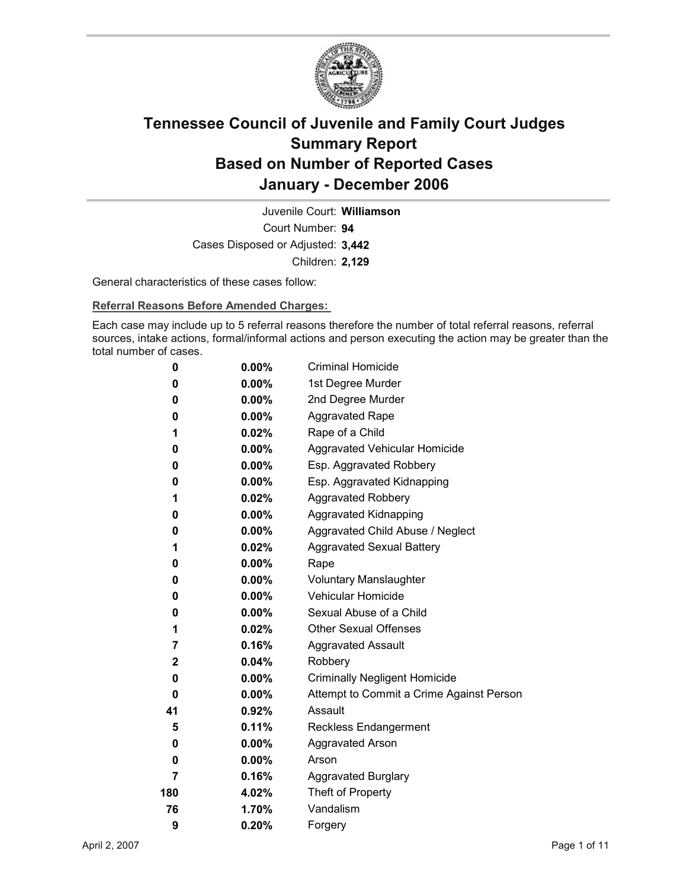# Tennessee Council of Juvenile and Family Court Judges
# Summary Report
# Based on Number of Reported Cases
# January - December 2006

Juvenile Court: **Williamson**

Court Number: **94**

Cases Disposed or Adjusted: **3,442**

Children: **2,129**

General characteristics of these cases follow:

**Referral Reasons Before Amended Charges:**

Each case may include up to 5 referral reasons therefore the number of total referral reasons, referral sources, intake actions, formal/informal actions and person executing the action may be greater than the total number of cases.

| | | |
|---|---|---|
| 0 | 0.00% | Criminal Homicide |
| 0 | 0.00% | 1st Degree Murder |
| 0 | 0.00% | 2nd Degree Murder |
| 0 | 0.00% | Aggravated Rape |
| 1 | 0.02% | Rape of a Child |
| 0 | 0.00% | Aggravated Vehicular Homicide |
| 0 | 0.00% | Esp. Aggravated Robbery |
| 0 | 0.00% | Esp. Aggravated Kidnapping |
| 1 | 0.02% | Aggravated Robbery |
| 0 | 0.00% | Aggravated Kidnapping |
| 0 | 0.00% | Aggravated Child Abuse / Neglect |
| 1 | 0.02% | Aggravated Sexual Battery |
| 0 | 0.00% | Rape |
| 0 | 0.00% | Voluntary Manslaughter |
| 0 | 0.00% | Vehicular Homicide |
| 0 | 0.00% | Sexual Abuse of a Child |
| 1 | 0.02% | Other Sexual Offenses |
| 7 | 0.16% | Aggravated Assault |
| 2 | 0.04% | Robbery |
| 0 | 0.00% | Criminally Negligent Homicide |
| 0 | 0.00% | Attempt to Commit a Crime Against Person |
| 41 | 0.92% | Assault |
| 5 | 0.11% | Reckless Endangerment |
| 0 | 0.00% | Aggravated Arson |
| 0 | 0.00% | Arson |
| 7 | 0.16% | Aggravated Burglary |
| 180 | 4.02% | Theft of Property |
| 76 | 1.70% | Vandalism |
| 9 | 0.20% | Forgery |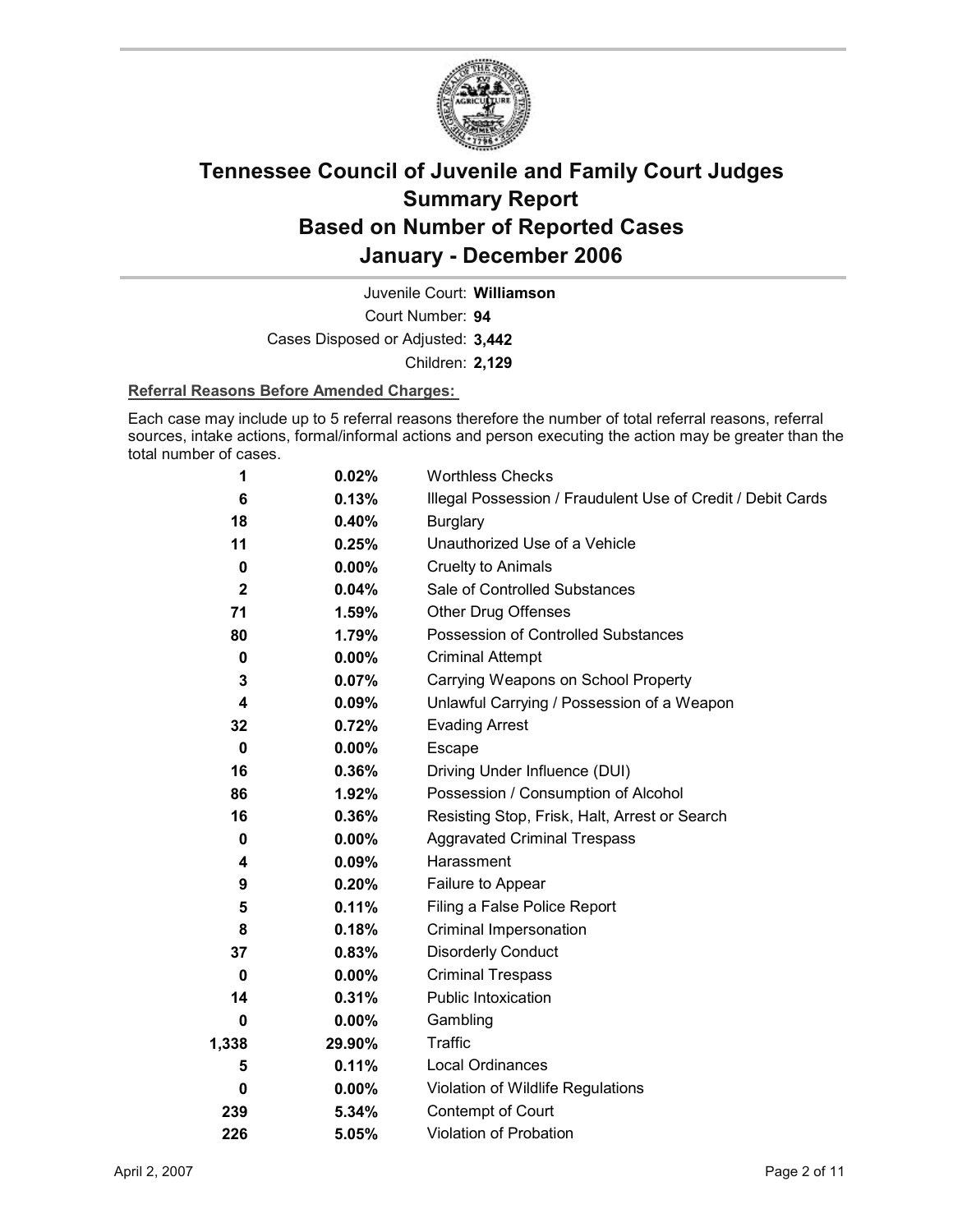# Tennessee Council of Juvenile and Family Court Judges
# Summary Report
# Based on Number of Reported Cases
# January - December 2006

Juvenile Court: **Williamson**

Court Number: **94**

Cases Disposed or Adjusted: **3,442**

Children: **2,129**

**Referral Reasons Before Amended Charges:**

Each case may include up to 5 referral reasons therefore the number of total referral reasons, referral sources, intake actions, formal/informal actions and person executing the action may be greater than the total number of cases.

| Count | Percent | Referral Reason |
|---|---|---|
| **1** | **0.02%** | Worthless Checks |
| **6** | **0.13%** | Illegal Possession / Fraudulent Use of Credit / Debit Cards |
| **18** | **0.40%** | Burglary |
| **11** | **0.25%** | Unauthorized Use of a Vehicle |
| **0** | **0.00%** | Cruelty to Animals |
| **2** | **0.04%** | Sale of Controlled Substances |
| **71** | **1.59%** | Other Drug Offenses |
| **80** | **1.79%** | Possession of Controlled Substances |
| **0** | **0.00%** | Criminal Attempt |
| **3** | **0.07%** | Carrying Weapons on School Property |
| **4** | **0.09%** | Unlawful Carrying / Possession of a Weapon |
| **32** | **0.72%** | Evading Arrest |
| **0** | **0.00%** | Escape |
| **16** | **0.36%** | Driving Under Influence (DUI) |
| **86** | **1.92%** | Possession / Consumption of Alcohol |
| **16** | **0.36%** | Resisting Stop, Frisk, Halt, Arrest or Search |
| **0** | **0.00%** | Aggravated Criminal Trespass |
| **4** | **0.09%** | Harassment |
| **9** | **0.20%** | Failure to Appear |
| **5** | **0.11%** | Filing a False Police Report |
| **8** | **0.18%** | Criminal Impersonation |
| **37** | **0.83%** | Disorderly Conduct |
| **0** | **0.00%** | Criminal Trespass |
| **14** | **0.31%** | Public Intoxication |
| **0** | **0.00%** | Gambling |
| **1,338** | **29.90%** | Traffic |
| **5** | **0.11%** | Local Ordinances |
| **0** | **0.00%** | Violation of Wildlife Regulations |
| **239** | **5.34%** | Contempt of Court |
| **226** | **5.05%** | Violation of Probation |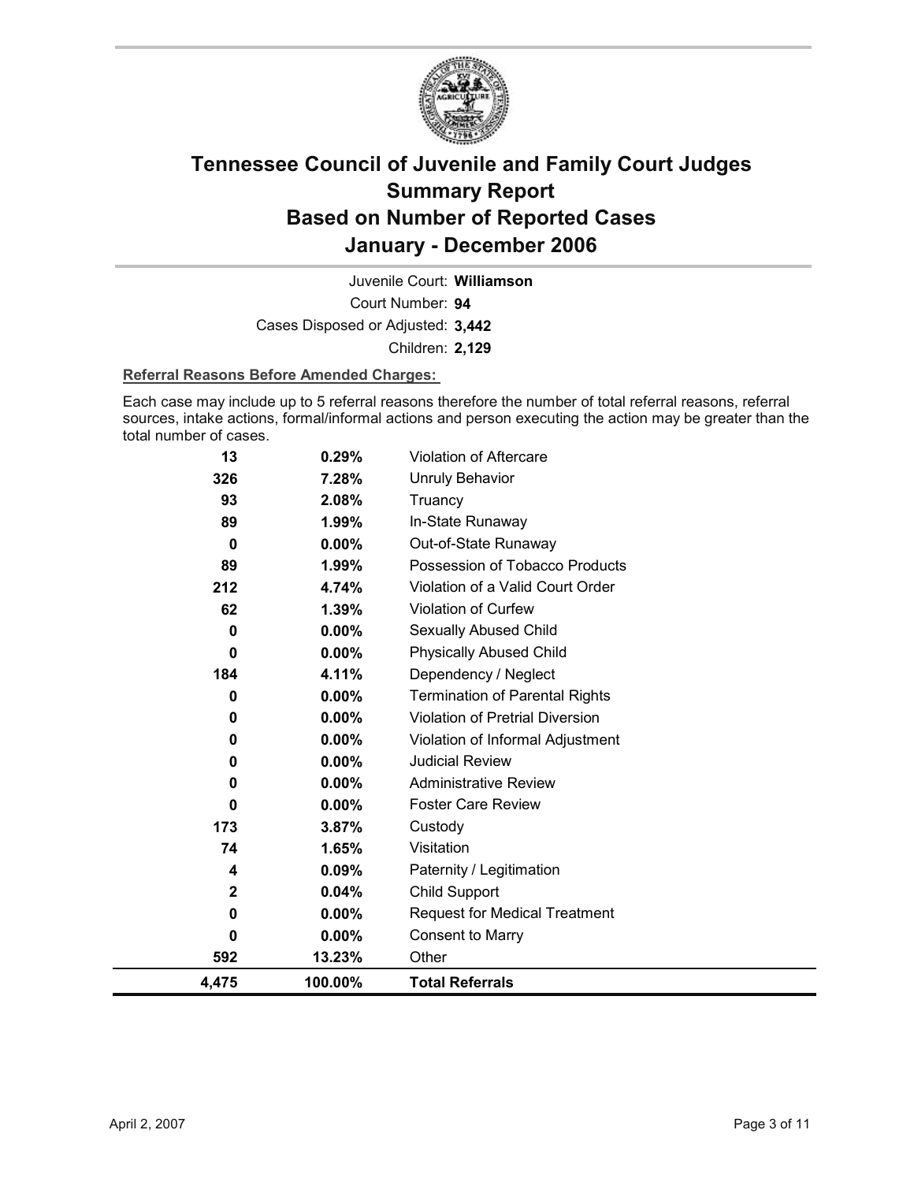# Tennessee Council of Juvenile and Family Court Judges
# Summary Report
# Based on Number of Reported Cases
# January - December 2006

Juvenile Court: **Williamson**

Court Number: **94**

Cases Disposed or Adjusted: **3,442**

Children: **2,129**

**Referral Reasons Before Amended Charges:**

Each case may include up to 5 referral reasons therefore the number of total referral reasons, referral sources, intake actions, formal/informal actions and person executing the action may be greater than the total number of cases.

| | | |
|---|---|---|
| 13 | 0.29% | Violation of Aftercare |
| 326 | 7.28% | Unruly Behavior |
| 93 | 2.08% | Truancy |
| 89 | 1.99% | In-State Runaway |
| 0 | 0.00% | Out-of-State Runaway |
| 89 | 1.99% | Possession of Tobacco Products |
| 212 | 4.74% | Violation of a Valid Court Order |
| 62 | 1.39% | Violation of Curfew |
| 0 | 0.00% | Sexually Abused Child |
| 0 | 0.00% | Physically Abused Child |
| 184 | 4.11% | Dependency / Neglect |
| 0 | 0.00% | Termination of Parental Rights |
| 0 | 0.00% | Violation of Pretrial Diversion |
| 0 | 0.00% | Violation of Informal Adjustment |
| 0 | 0.00% | Judicial Review |
| 0 | 0.00% | Administrative Review |
| 0 | 0.00% | Foster Care Review |
| 173 | 3.87% | Custody |
| 74 | 1.65% | Visitation |
| 4 | 0.09% | Paternity / Legitimation |
| 2 | 0.04% | Child Support |
| 0 | 0.00% | Request for Medical Treatment |
| 0 | 0.00% | Consent to Marry |
| 592 | 13.23% | Other |
| **4,475** | **100.00%** | **Total Referrals** |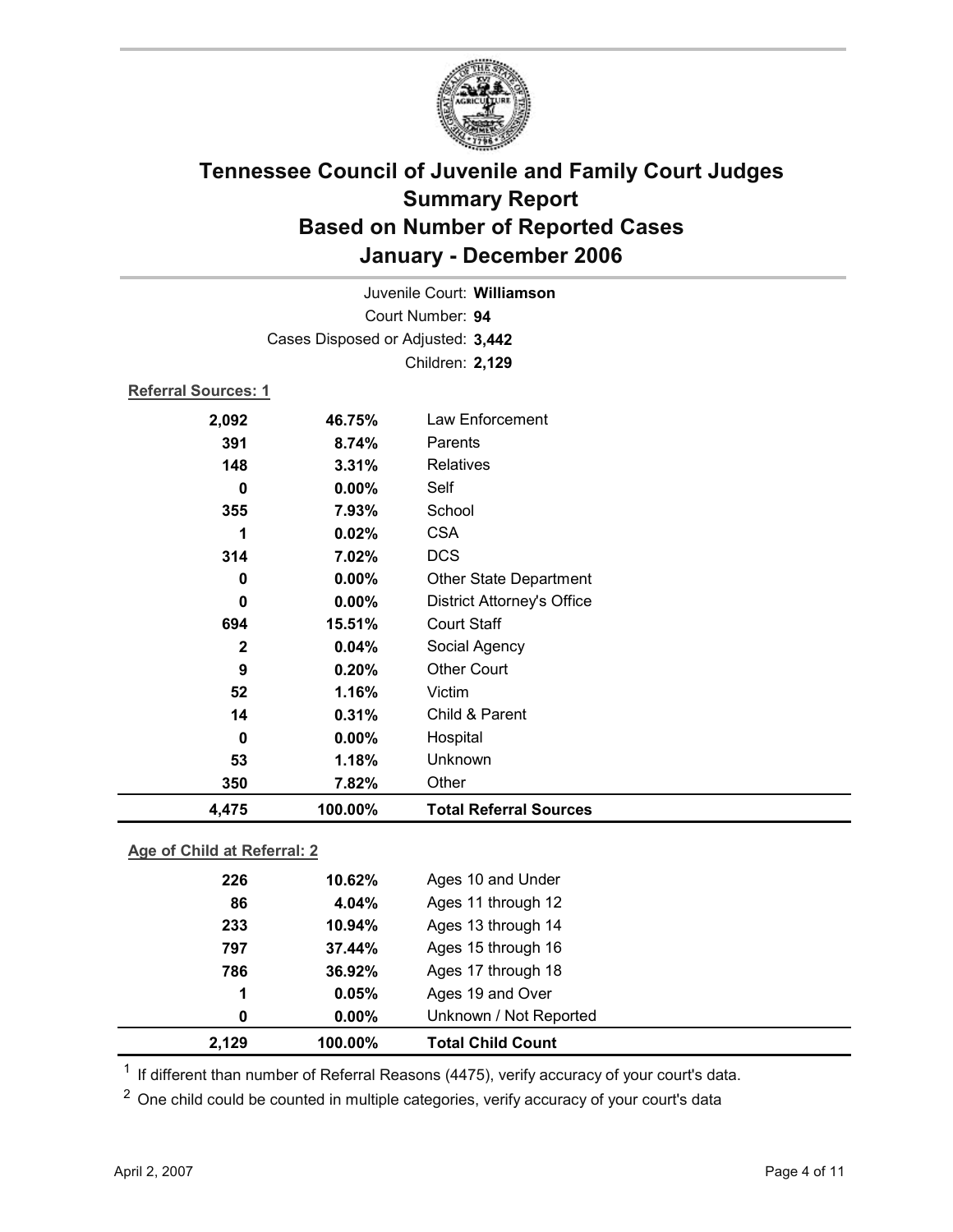# Tennessee Council of Juvenile and Family Court Judges
## Summary Report
## Based on Number of Reported Cases
## January - December 2006

Juvenile Court: **Williamson**
Court Number: **94**
Cases Disposed or Adjusted: **3,442**
Children: **2,129**

**Referral Sources: 1**

| Count | Percent | Source |
|---|---|---|
| 2,092 | 46.75% | Law Enforcement |
| 391 | 8.74% | Parents |
| 148 | 3.31% | Relatives |
| 0 | 0.00% | Self |
| 355 | 7.93% | School |
| 1 | 0.02% | CSA |
| 314 | 7.02% | DCS |
| 0 | 0.00% | Other State Department |
| 0 | 0.00% | District Attorney's Office |
| 694 | 15.51% | Court Staff |
| 2 | 0.04% | Social Agency |
| 9 | 0.20% | Other Court |
| 52 | 1.16% | Victim |
| 14 | 0.31% | Child & Parent |
| 0 | 0.00% | Hospital |
| 53 | 1.18% | Unknown |
| 350 | 7.82% | Other |
| **4,475** | **100.00%** | **Total Referral Sources** |

**Age of Child at Referral: 2**

| Count | Percent | Age |
|---|---|---|
| 226 | 10.62% | Ages 10 and Under |
| 86 | 4.04% | Ages 11 through 12 |
| 233 | 10.94% | Ages 13 through 14 |
| 797 | 37.44% | Ages 15 through 16 |
| 786 | 36.92% | Ages 17 through 18 |
| 1 | 0.05% | Ages 19 and Over |
| 0 | 0.00% | Unknown / Not Reported |
| **2,129** | **100.00%** | **Total Child Count** |

[1] If different than number of Referral Reasons (4475), verify accuracy of your court's data.

[2] One child could be counted in multiple categories, verify accuracy of your court's data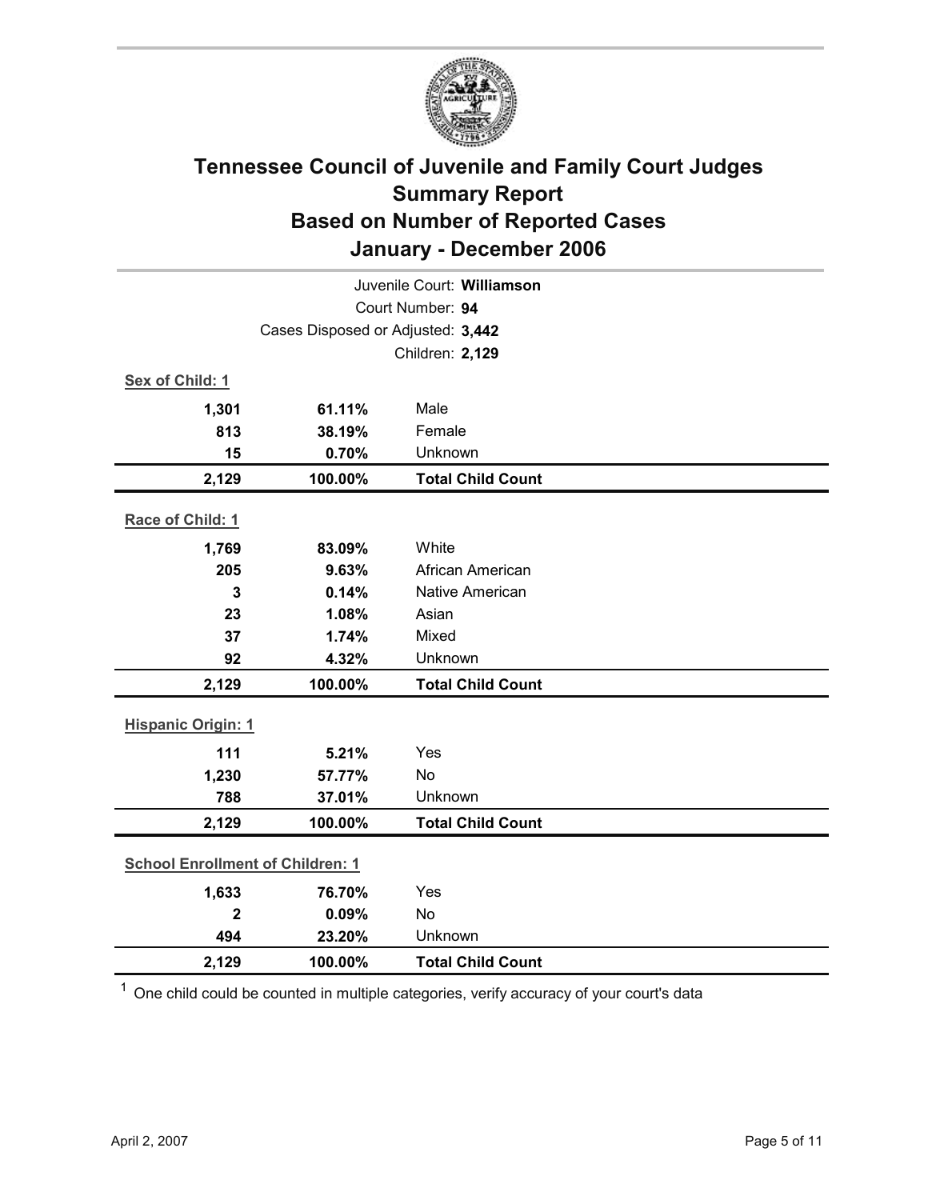# Tennessee Council of Juvenile and Family Court Judges
## Summary Report
## Based on Number of Reported Cases
## January - December 2006

Juvenile Court: **Williamson**
Court Number: **94**
Cases Disposed or Adjusted: **3,442**
Children: **2,129**

**Sex of Child: 1**

| | | |
|---|---|---|
| **1,301** | **61.11%** | Male |
| **813** | **38.19%** | Female |
| **15** | **0.70%** | Unknown |
| **2,129** | **100.00%** | **Total Child Count** |

**Race of Child: 1**

| | | |
|---|---|---|
| **1,769** | **83.09%** | White |
| **205** | **9.63%** | African American |
| **3** | **0.14%** | Native American |
| **23** | **1.08%** | Asian |
| **37** | **1.74%** | Mixed |
| **92** | **4.32%** | Unknown |
| **2,129** | **100.00%** | **Total Child Count** |

**Hispanic Origin: 1**

| | | |
|---|---|---|
| **111** | **5.21%** | Yes |
| **1,230** | **57.77%** | No |
| **788** | **37.01%** | Unknown |
| **2,129** | **100.00%** | **Total Child Count** |

**School Enrollment of Children: 1**

| | | |
|---|---|---|
| **1,633** | **76.70%** | Yes |
| **2** | **0.09%** | No |
| **494** | **23.20%** | Unknown |
| **2,129** | **100.00%** | **Total Child Count** |

[1] One child could be counted in multiple categories, verify accuracy of your court's data

April 2, 2007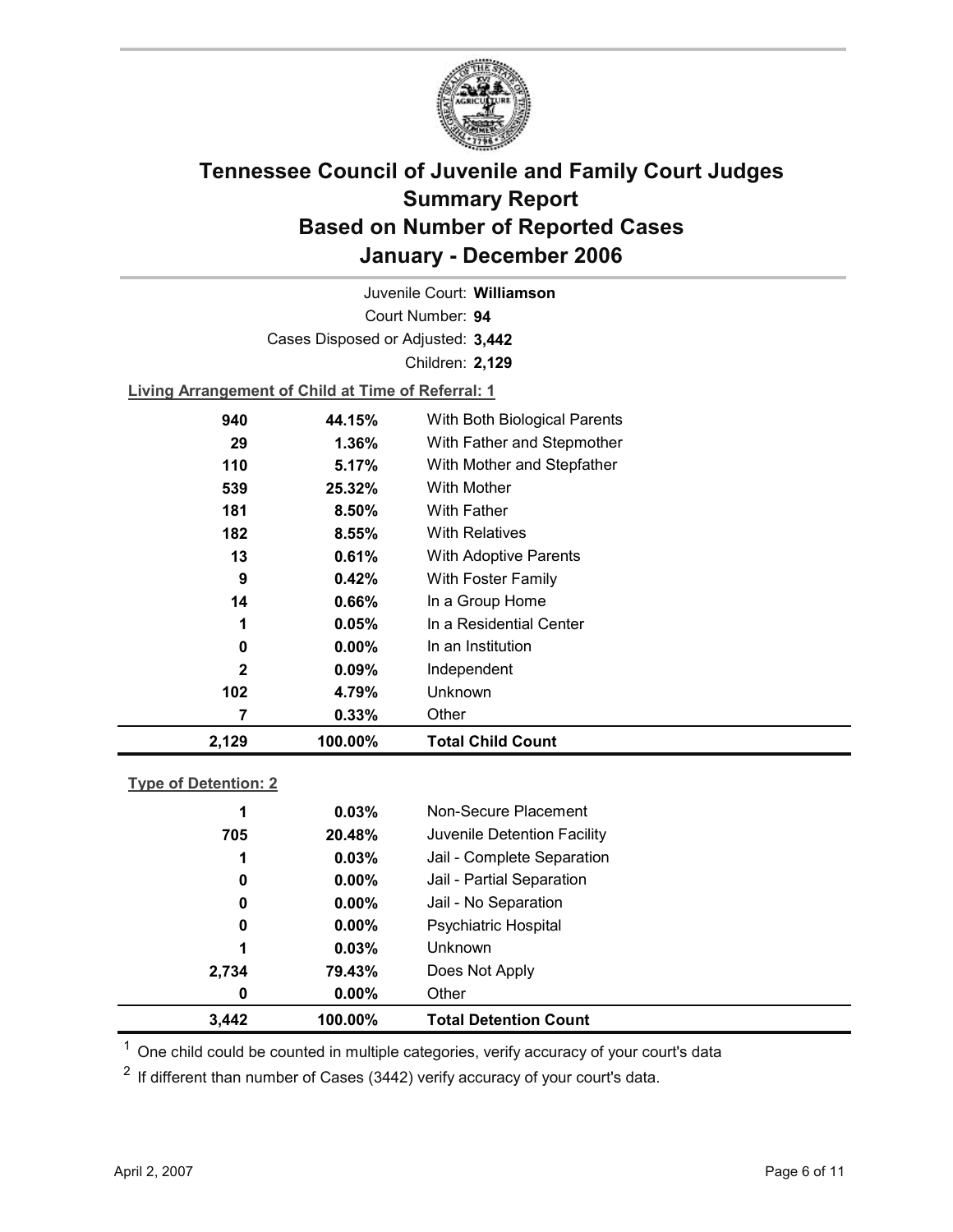# Tennessee Council of Juvenile and Family Court Judges
## Summary Report
## Based on Number of Reported Cases
## January - December 2006

Juvenile Court: **Williamson**

Court Number: **94**

Cases Disposed or Adjusted: **3,442**

Children: **2,129**

**Living Arrangement of Child at Time of Referral: 1**

| Count | Percent | Living Arrangement |
|---|---|---|
| 940 | 44.15% | With Both Biological Parents |
| 29 | 1.36% | With Father and Stepmother |
| 110 | 5.17% | With Mother and Stepfather |
| 539 | 25.32% | With Mother |
| 181 | 8.50% | With Father |
| 182 | 8.55% | With Relatives |
| 13 | 0.61% | With Adoptive Parents |
| 9 | 0.42% | With Foster Family |
| 14 | 0.66% | In a Group Home |
| 1 | 0.05% | In a Residential Center |
| 0 | 0.00% | In an Institution |
| 2 | 0.09% | Independent |
| 102 | 4.79% | Unknown |
| 7 | 0.33% | Other |
| **2,129** | **100.00%** | **Total Child Count** |

**Type of Detention: 2**

| Count | Percent | Type of Detention |
|---|---|---|
| 1 | 0.03% | Non-Secure Placement |
| 705 | 20.48% | Juvenile Detention Facility |
| 1 | 0.03% | Jail - Complete Separation |
| 0 | 0.00% | Jail - Partial Separation |
| 0 | 0.00% | Jail - No Separation |
| 0 | 0.00% | Psychiatric Hospital |
| 1 | 0.03% | Unknown |
| 2,734 | 79.43% | Does Not Apply |
| 0 | 0.00% | Other |
| **3,442** | **100.00%** | **Total Detention Count** |

[1] One child could be counted in multiple categories, verify accuracy of your court's data

[2] If different than number of Cases (3442) verify accuracy of your court's data.

April 2, 2007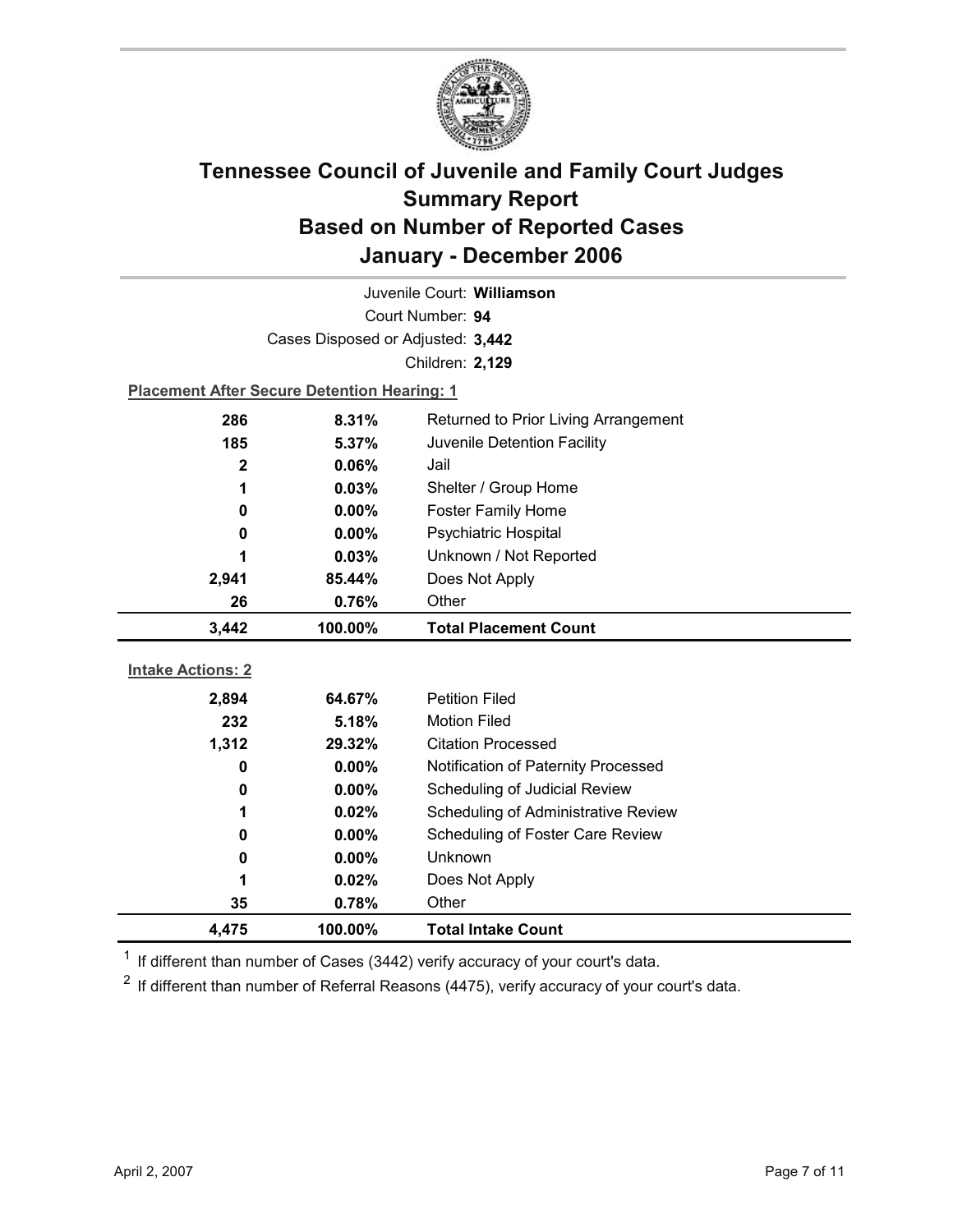# Tennessee Council of Juvenile and Family Court Judges
## Summary Report
## Based on Number of Reported Cases
## January - December 2006

Juvenile Court: **Williamson**

Court Number: **94**

Cases Disposed or Adjusted: **3,442**

Children: **2,129**

**Placement After Secure Detention Hearing: 1**

| Count | Percent | Placement |
|---|---|---|
| 286 | 8.31% | Returned to Prior Living Arrangement |
| 185 | 5.37% | Juvenile Detention Facility |
| 2 | 0.06% | Jail |
| 1 | 0.03% | Shelter / Group Home |
| 0 | 0.00% | Foster Family Home |
| 0 | 0.00% | Psychiatric Hospital |
| 1 | 0.03% | Unknown / Not Reported |
| 2,941 | 85.44% | Does Not Apply |
| 26 | 0.76% | Other |
| **3,442** | **100.00%** | **Total Placement Count** |

**Intake Actions: 2**

| Count | Percent | Intake Action |
|---|---|---|
| 2,894 | 64.67% | Petition Filed |
| 232 | 5.18% | Motion Filed |
| 1,312 | 29.32% | Citation Processed |
| 0 | 0.00% | Notification of Paternity Processed |
| 0 | 0.00% | Scheduling of Judicial Review |
| 1 | 0.02% | Scheduling of Administrative Review |
| 0 | 0.00% | Scheduling of Foster Care Review |
| 0 | 0.00% | Unknown |
| 1 | 0.02% | Does Not Apply |
| 35 | 0.78% | Other |
| **4,475** | **100.00%** | **Total Intake Count** |

[1] If different than number of Cases (3442) verify accuracy of your court's data.

[2] If different than number of Referral Reasons (4475), verify accuracy of your court's data.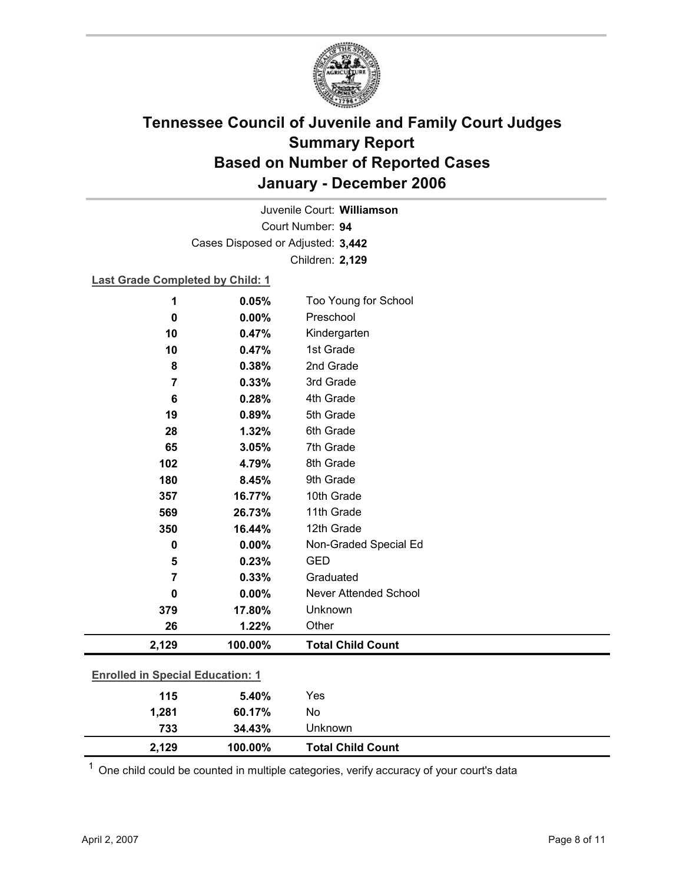# Tennessee Council of Juvenile and Family Court Judges
# Summary Report
# Based on Number of Reported Cases
# January - December 2006

Juvenile Court: **Williamson**

Court Number: **94**

Cases Disposed or Adjusted: **3,442**

Children: **2,129**

**Last Grade Completed by Child: 1**

| | | |
|---|---|---|
| 1 | 0.05% | Too Young for School |
| 0 | 0.00% | Preschool |
| 10 | 0.47% | Kindergarten |
| 10 | 0.47% | 1st Grade |
| 8 | 0.38% | 2nd Grade |
| 7 | 0.33% | 3rd Grade |
| 6 | 0.28% | 4th Grade |
| 19 | 0.89% | 5th Grade |
| 28 | 1.32% | 6th Grade |
| 65 | 3.05% | 7th Grade |
| 102 | 4.79% | 8th Grade |
| 180 | 8.45% | 9th Grade |
| 357 | 16.77% | 10th Grade |
| 569 | 26.73% | 11th Grade |
| 350 | 16.44% | 12th Grade |
| 0 | 0.00% | Non-Graded Special Ed |
| 5 | 0.23% | GED |
| 7 | 0.33% | Graduated |
| 0 | 0.00% | Never Attended School |
| 379 | 17.80% | Unknown |
| 26 | 1.22% | Other |
| **2,129** | **100.00%** | **Total Child Count** |

**Enrolled in Special Education: 1**

| | | |
|---|---|---|
| 115 | 5.40% | Yes |
| 1,281 | 60.17% | No |
| 733 | 34.43% | Unknown |
| **2,129** | **100.00%** | **Total Child Count** |

[1] One child could be counted in multiple categories, verify accuracy of your court's data

April 2, 2007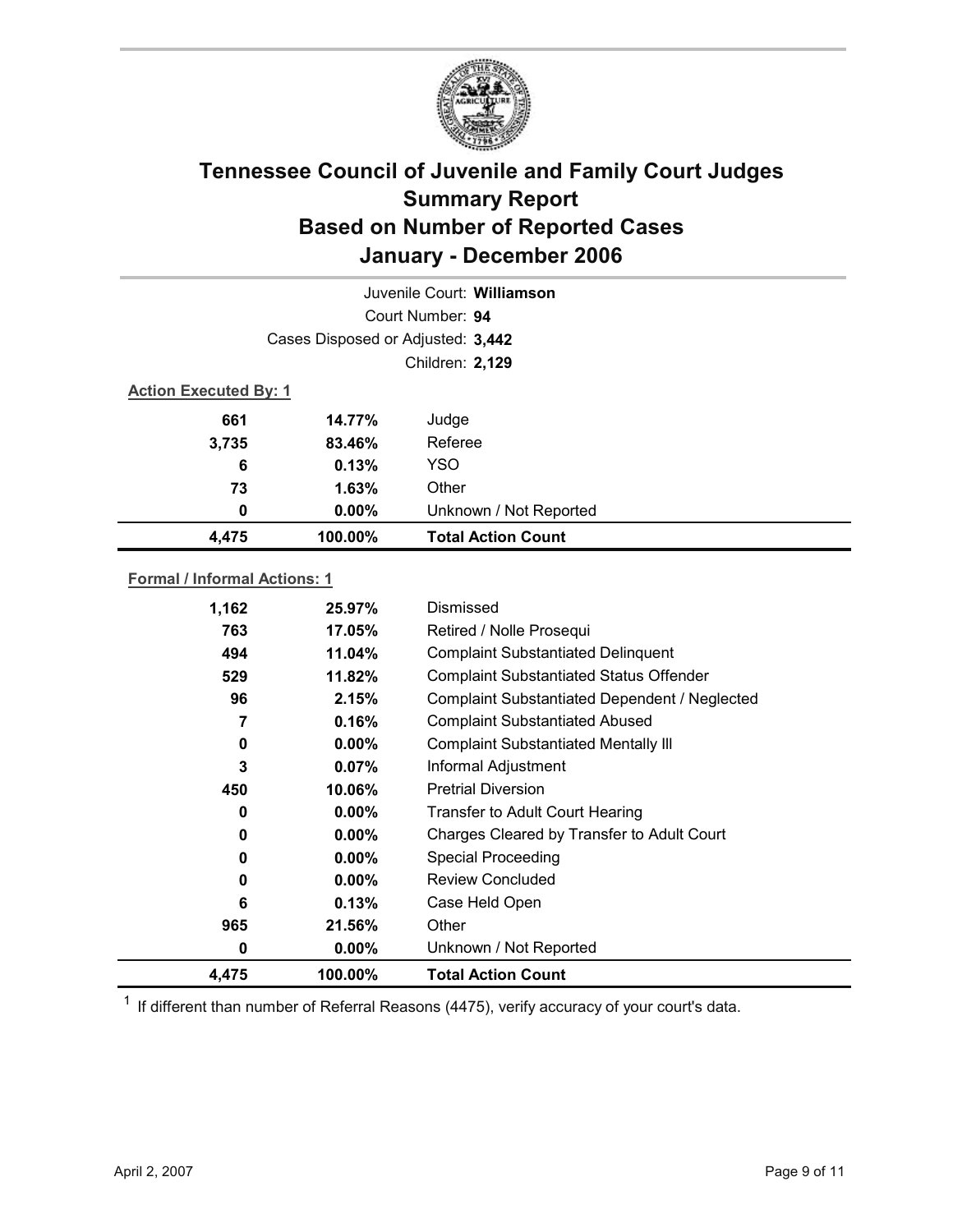# Tennessee Council of Juvenile and Family Court Judges
# Summary Report
# Based on Number of Reported Cases
# January - December 2006

Juvenile Court: **Williamson**

Court Number: **94**

Cases Disposed or Adjusted: **3,442**

Children: **2,129**

**Action Executed By: 1**

| | | |
|---|---|---|
| **661** | **14.77%** | Judge |
| **3,735** | **83.46%** | Referee |
| **6** | **0.13%** | YSO |
| **73** | **1.63%** | Other |
| **0** | **0.00%** | Unknown / Not Reported |
| **4,475** | **100.00%** | **Total Action Count** |

**Formal / Informal Actions: 1**

| | | |
|---|---|---|
| **1,162** | **25.97%** | Dismissed |
| **763** | **17.05%** | Retired / Nolle Prosequi |
| **494** | **11.04%** | Complaint Substantiated Delinquent |
| **529** | **11.82%** | Complaint Substantiated Status Offender |
| **96** | **2.15%** | Complaint Substantiated Dependent / Neglected |
| **7** | **0.16%** | Complaint Substantiated Abused |
| **0** | **0.00%** | Complaint Substantiated Mentally Ill |
| **3** | **0.07%** | Informal Adjustment |
| **450** | **10.06%** | Pretrial Diversion |
| **0** | **0.00%** | Transfer to Adult Court Hearing |
| **0** | **0.00%** | Charges Cleared by Transfer to Adult Court |
| **0** | **0.00%** | Special Proceeding |
| **0** | **0.00%** | Review Concluded |
| **6** | **0.13%** | Case Held Open |
| **965** | **21.56%** | Other |
| **0** | **0.00%** | Unknown / Not Reported |
| **4,475** | **100.00%** | **Total Action Count** |

[1] If different than number of Referral Reasons (4475), verify accuracy of your court's data.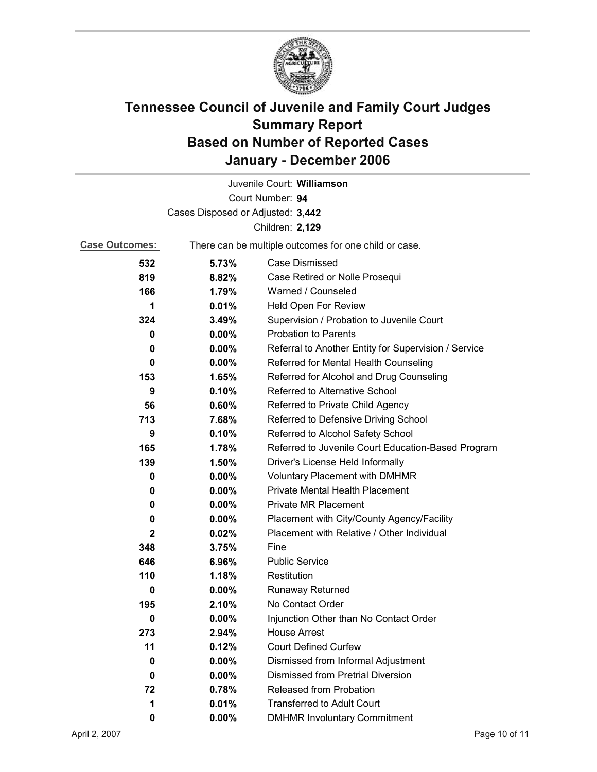# Tennessee Council of Juvenile and Family Court Judges
# Summary Report
# Based on Number of Reported Cases
# January - December 2006

Juvenile Court: **Williamson**
Court Number: **94**
Cases Disposed or Adjusted: **3,442**
Children: **2,129**

**Case Outcomes:** There can be multiple outcomes for one child or case.

| Count | Percent | Outcome |
|---|---|---|
| 532 | 5.73% | Case Dismissed |
| 819 | 8.82% | Case Retired or Nolle Prosequi |
| 166 | 1.79% | Warned / Counseled |
| 1 | 0.01% | Held Open For Review |
| 324 | 3.49% | Supervision / Probation to Juvenile Court |
| 0 | 0.00% | Probation to Parents |
| 0 | 0.00% | Referral to Another Entity for Supervision / Service |
| 0 | 0.00% | Referred for Mental Health Counseling |
| 153 | 1.65% | Referred for Alcohol and Drug Counseling |
| 9 | 0.10% | Referred to Alternative School |
| 56 | 0.60% | Referred to Private Child Agency |
| 713 | 7.68% | Referred to Defensive Driving School |
| 9 | 0.10% | Referred to Alcohol Safety School |
| 165 | 1.78% | Referred to Juvenile Court Education-Based Program |
| 139 | 1.50% | Driver's License Held Informally |
| 0 | 0.00% | Voluntary Placement with DMHMR |
| 0 | 0.00% | Private Mental Health Placement |
| 0 | 0.00% | Private MR Placement |
| 0 | 0.00% | Placement with City/County Agency/Facility |
| 2 | 0.02% | Placement with Relative / Other Individual |
| 348 | 3.75% | Fine |
| 646 | 6.96% | Public Service |
| 110 | 1.18% | Restitution |
| 0 | 0.00% | Runaway Returned |
| 195 | 2.10% | No Contact Order |
| 0 | 0.00% | Injunction Other than No Contact Order |
| 273 | 2.94% | House Arrest |
| 11 | 0.12% | Court Defined Curfew |
| 0 | 0.00% | Dismissed from Informal Adjustment |
| 0 | 0.00% | Dismissed from Pretrial Diversion |
| 72 | 0.78% | Released from Probation |
| 1 | 0.01% | Transferred to Adult Court |
| 0 | 0.00% | DMHMR Involuntary Commitment |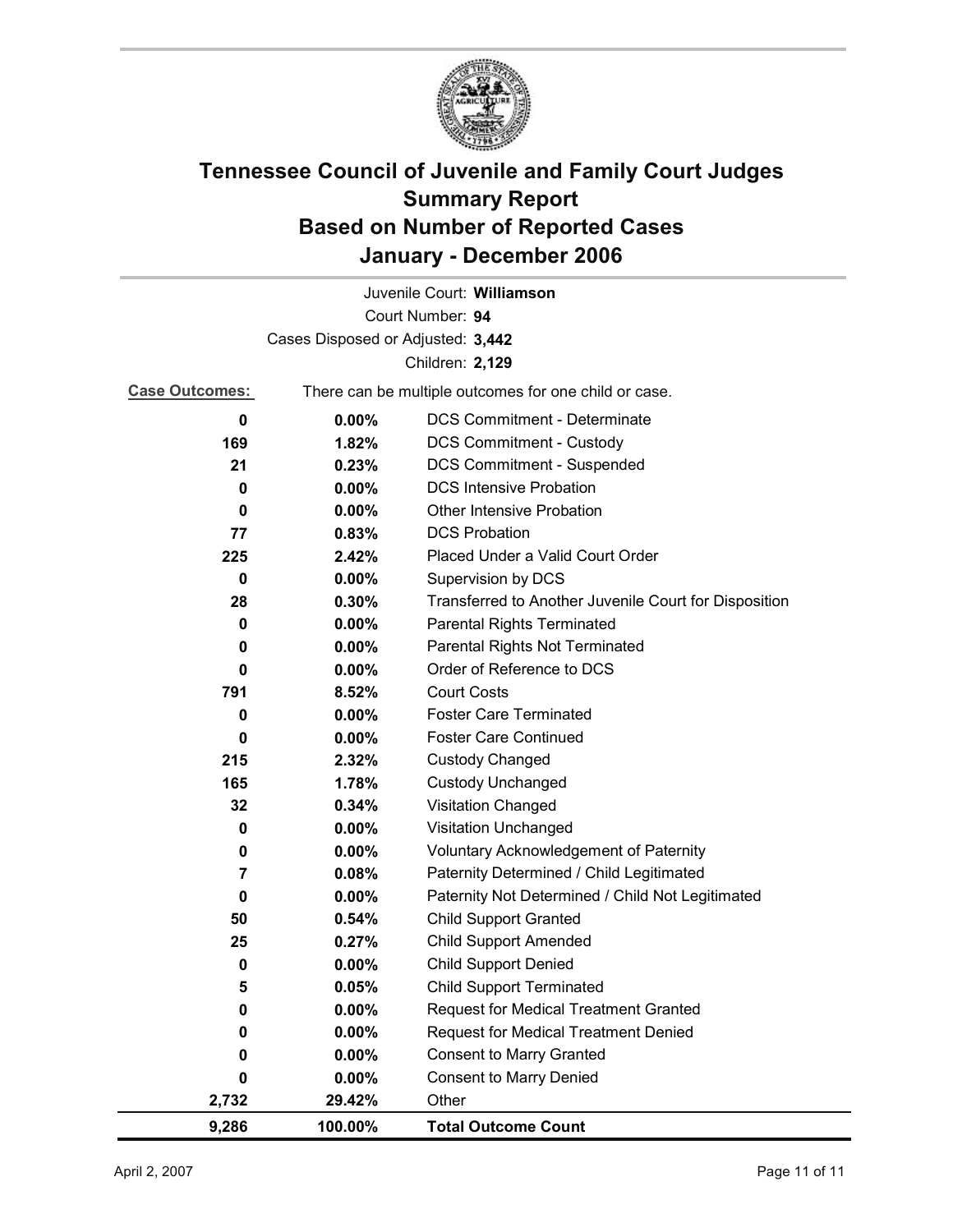# Tennessee Council of Juvenile and Family Court Judges
## Summary Report
## Based on Number of Reported Cases
## January - December 2006

Juvenile Court: **Williamson**

Court Number: **94**

Cases Disposed or Adjusted: **3,442**

Children: **2,129**

**Case Outcomes:** There can be multiple outcomes for one child or case.

| | | |
|---|---|---|
| 0 | 0.00% | DCS Commitment - Determinate |
| 169 | 1.82% | DCS Commitment - Custody |
| 21 | 0.23% | DCS Commitment - Suspended |
| 0 | 0.00% | DCS Intensive Probation |
| 0 | 0.00% | Other Intensive Probation |
| 77 | 0.83% | DCS Probation |
| 225 | 2.42% | Placed Under a Valid Court Order |
| 0 | 0.00% | Supervision by DCS |
| 28 | 0.30% | Transferred to Another Juvenile Court for Disposition |
| 0 | 0.00% | Parental Rights Terminated |
| 0 | 0.00% | Parental Rights Not Terminated |
| 0 | 0.00% | Order of Reference to DCS |
| 791 | 8.52% | Court Costs |
| 0 | 0.00% | Foster Care Terminated |
| 0 | 0.00% | Foster Care Continued |
| 215 | 2.32% | Custody Changed |
| 165 | 1.78% | Custody Unchanged |
| 32 | 0.34% | Visitation Changed |
| 0 | 0.00% | Visitation Unchanged |
| 0 | 0.00% | Voluntary Acknowledgement of Paternity |
| 7 | 0.08% | Paternity Determined / Child Legitimated |
| 0 | 0.00% | Paternity Not Determined / Child Not Legitimated |
| 50 | 0.54% | Child Support Granted |
| 25 | 0.27% | Child Support Amended |
| 0 | 0.00% | Child Support Denied |
| 5 | 0.05% | Child Support Terminated |
| 0 | 0.00% | Request for Medical Treatment Granted |
| 0 | 0.00% | Request for Medical Treatment Denied |
| 0 | 0.00% | Consent to Marry Granted |
| 0 | 0.00% | Consent to Marry Denied |
| 2,732 | 29.42% | Other |
| **9,286** | **100.00%** | **Total Outcome Count** |

April 2, 2007